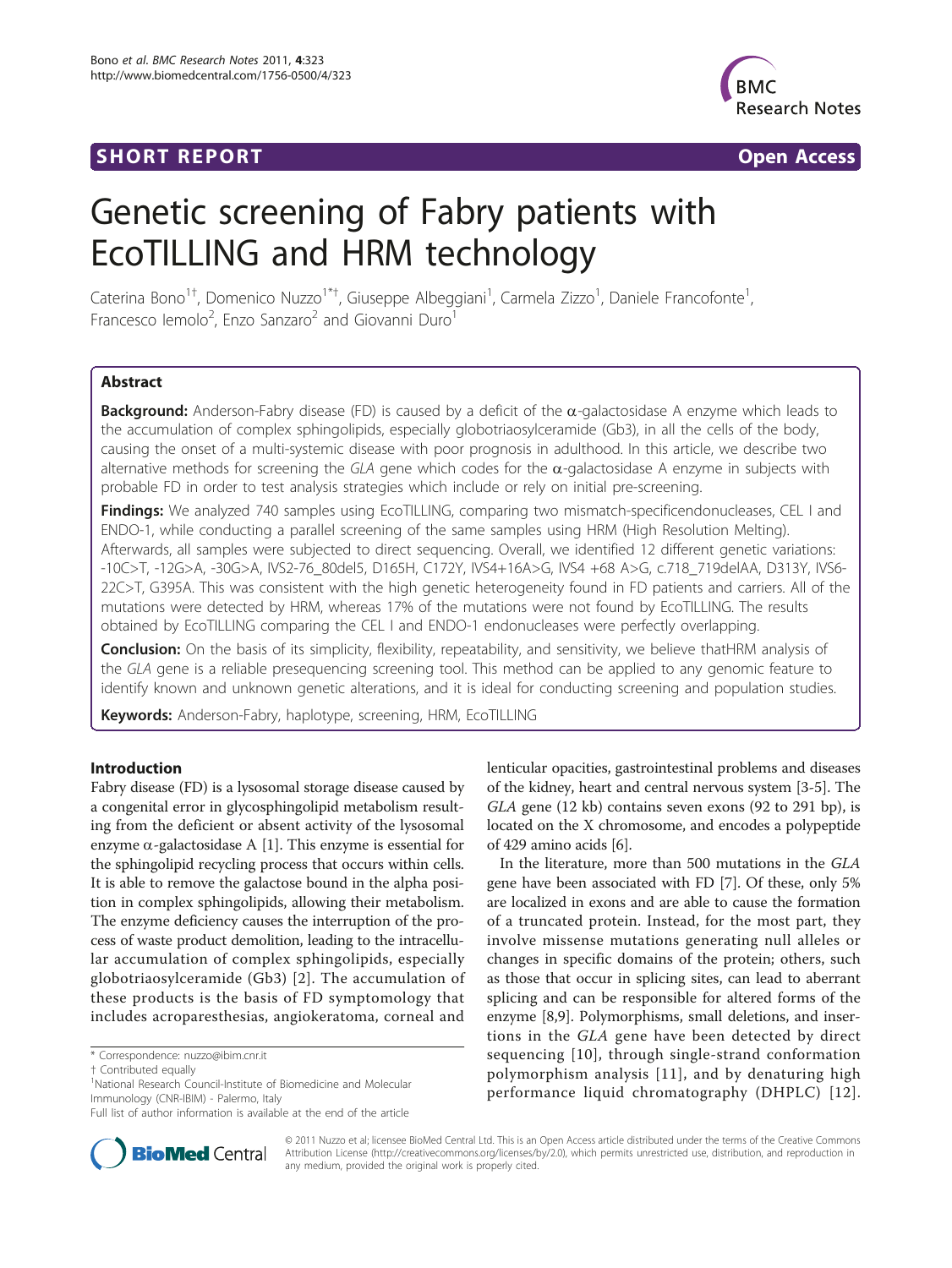SHORT REPORT Open Access

# Genetic screening of Fabry patients with EcoTILLING and HRM technology

Caterina Bono[1†], Domenico Nuzzo[1*†], Giuseppe Albeggiani[1], Carmela Zizzo[1], Daniele Francofonte[1], Francesco Iemolo[2], Enzo Sanzaro[2] and Giovanni Duro[1]

## Abstract

**Background:** Anderson-Fabry disease (FD) is caused by a deficit of the α-galactosidase A enzyme which leads to the accumulation of complex sphingolipids, especially globotriaosylceramide (Gb3), in all the cells of the body, causing the onset of a multi-systemic disease with poor prognosis in adulthood. In this article, we describe two alternative methods for screening the *GLA* gene which codes for the α-galactosidase A enzyme in subjects with probable FD in order to test analysis strategies which include or rely on initial pre-screening.

**Findings:** We analyzed 740 samples using EcoTILLING, comparing two mismatch-specificendonucleases, CEL I and ENDO-1, while conducting a parallel screening of the same samples using HRM (High Resolution Melting). Afterwards, all samples were subjected to direct sequencing. Overall, we identified 12 different genetic variations: -10C>T, -12G>A, -30G>A, IVS2-76_80del5, D165H, C172Y, IVS4+16A>G, IVS4 +68 A>G, c.718_719delAA, D313Y, IVS6-22C>T, G395A. This was consistent with the high genetic heterogeneity found in FD patients and carriers. All of the mutations were detected by HRM, whereas 17% of the mutations were not found by EcoTILLING. The results obtained by EcoTILLING comparing the CEL I and ENDO-1 endonucleases were perfectly overlapping.

**Conclusion:** On the basis of its simplicity, flexibility, repeatability, and sensitivity, we believe thatHRM analysis of the *GLA* gene is a reliable presequencing screening tool. This method can be applied to any genomic feature to identify known and unknown genetic alterations, and it is ideal for conducting screening and population studies.

**Keywords:** Anderson-Fabry, haplotype, screening, HRM, EcoTILLING

## Introduction

Fabry disease (FD) is a lysosomal storage disease caused by a congenital error in glycosphingolipid metabolism resulting from the deficient or absent activity of the lysosomal enzyme α-galactosidase A [1]. This enzyme is essential for the sphingolipid recycling process that occurs within cells. It is able to remove the galactose bound in the alpha position in complex sphingolipids, allowing their metabolism. The enzyme deficiency causes the interruption of the process of waste product demolition, leading to the intracellular accumulation of complex sphingolipids, especially globotriaosylceramide (Gb3) [2]. The accumulation of these products is the basis of FD symptomology that includes acroparesthesias, angiokeratoma, corneal and lenticular opacities, gastrointestinal problems and diseases of the kidney, heart and central nervous system [3-5]. The *GLA* gene (12 kb) contains seven exons (92 to 291 bp), is located on the X chromosome, and encodes a polypeptide of 429 amino acids [6].

In the literature, more than 500 mutations in the *GLA* gene have been associated with FD [7]. Of these, only 5% are localized in exons and are able to cause the formation of a truncated protein. Instead, for the most part, they involve missense mutations generating null alleles or changes in specific domains of the protein; others, such as those that occur in splicing sites, can lead to aberrant splicing and can be responsible for altered forms of the enzyme [8,9]. Polymorphisms, small deletions, and insertions in the *GLA* gene have been detected by direct sequencing [10], through single-strand conformation polymorphism analysis [11], and by denaturing high performance liquid chromatography (DHPLC) [12].

\* Correspondence: nuzzo@ibim.cnr.it
† Contributed equally
[1]National Research Council-Institute of Biomedicine and Molecular Immunology (CNR-IBIM) - Palermo, Italy
Full list of author information is available at the end of the article

© 2011 Nuzzo et al; licensee BioMed Central Ltd. This is an Open Access article distributed under the terms of the Creative Commons Attribution License (http://creativecommons.org/licenses/by/2.0), which permits unrestricted use, distribution, and reproduction in any medium, provided the original work is properly cited.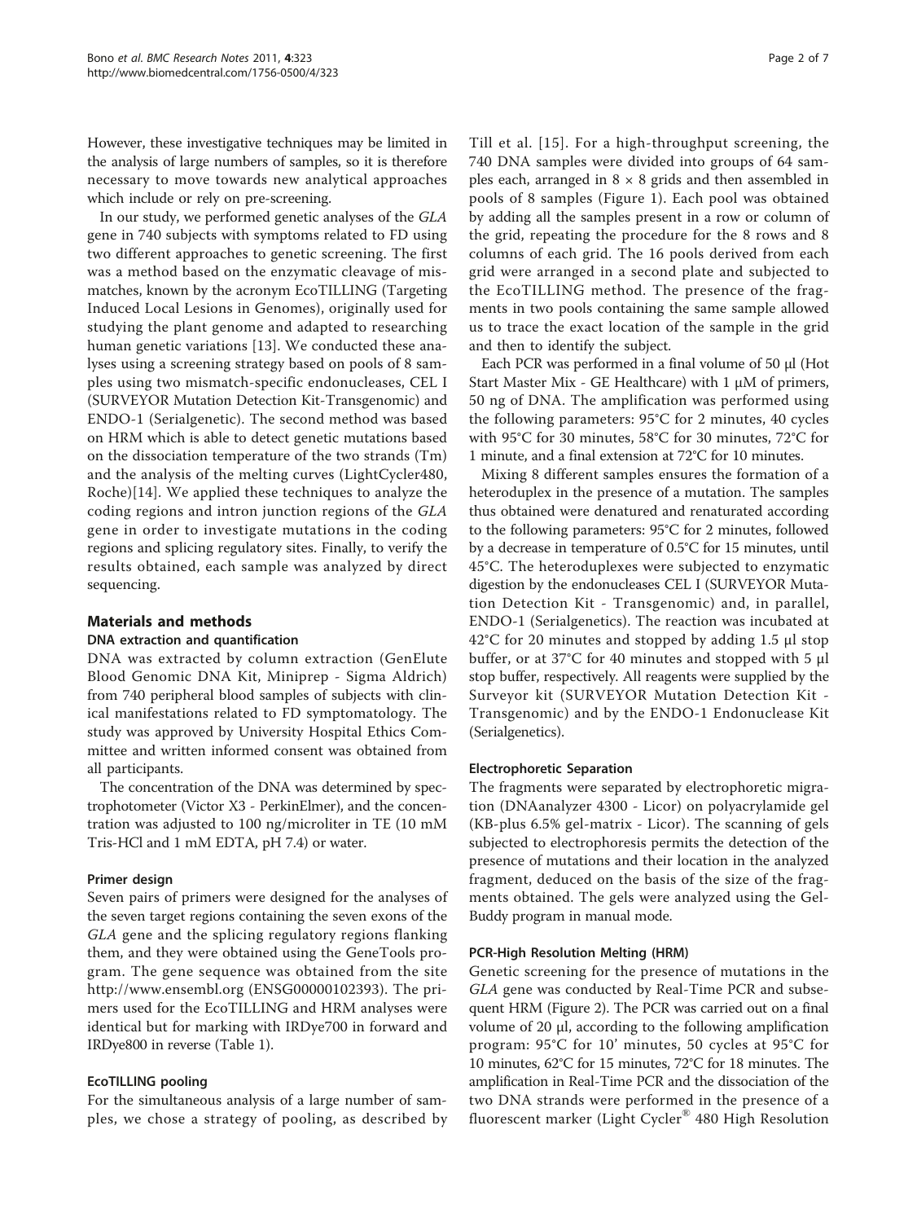However, these investigative techniques may be limited in the analysis of large numbers of samples, so it is therefore necessary to move towards new analytical approaches which include or rely on pre-screening.

In our study, we performed genetic analyses of the *GLA* gene in 740 subjects with symptoms related to FD using two different approaches to genetic screening. The first was a method based on the enzymatic cleavage of mismatches, known by the acronym EcoTILLING (Targeting Induced Local Lesions in Genomes), originally used for studying the plant genome and adapted to researching human genetic variations [13]. We conducted these analyses using a screening strategy based on pools of 8 samples using two mismatch-specific endonucleases, CEL I (SURVEYOR Mutation Detection Kit-Transgenomic) and ENDO-1 (Serialgenetic). The second method was based on HRM which is able to detect genetic mutations based on the dissociation temperature of the two strands (Tm) and the analysis of the melting curves (LightCycler480, Roche)[14]. We applied these techniques to analyze the coding regions and intron junction regions of the *GLA* gene in order to investigate mutations in the coding regions and splicing regulatory sites. Finally, to verify the results obtained, each sample was analyzed by direct sequencing.

## Materials and methods

### DNA extraction and quantification

DNA was extracted by column extraction (GenElute Blood Genomic DNA Kit, Miniprep - Sigma Aldrich) from 740 peripheral blood samples of subjects with clinical manifestations related to FD symptomatology. The study was approved by University Hospital Ethics Committee and written informed consent was obtained from all participants.

The concentration of the DNA was determined by spectrophotometer (Victor X3 - PerkinElmer), and the concentration was adjusted to 100 ng/microliter in TE (10 mM Tris-HCl and 1 mM EDTA, pH 7.4) or water.

#### Primer design

Seven pairs of primers were designed for the analyses of the seven target regions containing the seven exons of the *GLA* gene and the splicing regulatory regions flanking them, and they were obtained using the GeneTools program. The gene sequence was obtained from the site http://www.ensembl.org (ENSG00000102393). The primers used for the EcoTILLING and HRM analyses were identical but for marking with IRDye700 in forward and IRDye800 in reverse (Table 1).

#### EcoTILLING pooling

For the simultaneous analysis of a large number of samples, we chose a strategy of pooling, as described by Till et al. [15]. For a high-throughput screening, the 740 DNA samples were divided into groups of 64 samples each, arranged in 8 × 8 grids and then assembled in pools of 8 samples (Figure 1). Each pool was obtained by adding all the samples present in a row or column of the grid, repeating the procedure for the 8 rows and 8 columns of each grid. The 16 pools derived from each grid were arranged in a second plate and subjected to the EcoTILLING method. The presence of the fragments in two pools containing the same sample allowed us to trace the exact location of the sample in the grid and then to identify the subject.

Each PCR was performed in a final volume of 50 μl (Hot Start Master Mix - GE Healthcare) with 1 μM of primers, 50 ng of DNA. The amplification was performed using the following parameters: 95°C for 2 minutes, 40 cycles with 95°C for 30 minutes, 58°C for 30 minutes, 72°C for 1 minute, and a final extension at 72°C for 10 minutes.

Mixing 8 different samples ensures the formation of a heteroduplex in the presence of a mutation. The samples thus obtained were denatured and renaturated according to the following parameters: 95°C for 2 minutes, followed by a decrease in temperature of 0.5°C for 15 minutes, until 45°C. The heteroduplexes were subjected to enzymatic digestion by the endonucleases CEL I (SURVEYOR Mutation Detection Kit - Transgenomic) and, in parallel, ENDO-1 (Serialgenetics). The reaction was incubated at 42°C for 20 minutes and stopped by adding 1.5 μl stop buffer, or at 37°C for 40 minutes and stopped with 5 μl stop buffer, respectively. All reagents were supplied by the Surveyor kit (SURVEYOR Mutation Detection Kit - Transgenomic) and by the ENDO-1 Endonuclease Kit (Serialgenetics).

#### Electrophoretic Separation

The fragments were separated by electrophoretic migration (DNAanalyzer 4300 - Licor) on polyacrylamide gel (KB-plus 6.5% gel-matrix - Licor). The scanning of gels subjected to electrophoresis permits the detection of the presence of mutations and their location in the analyzed fragment, deduced on the basis of the size of the fragments obtained. The gels were analyzed using the Gel-Buddy program in manual mode.

#### PCR-High Resolution Melting (HRM)

Genetic screening for the presence of mutations in the *GLA* gene was conducted by Real-Time PCR and subsequent HRM (Figure 2). The PCR was carried out on a final volume of 20 μl, according to the following amplification program: 95°C for 10' minutes, 50 cycles at 95°C for 10 minutes, 62°C for 15 minutes, 72°C for 18 minutes. The amplification in Real-Time PCR and the dissociation of the two DNA strands were performed in the presence of a fluorescent marker (Light Cycler® 480 High Resolution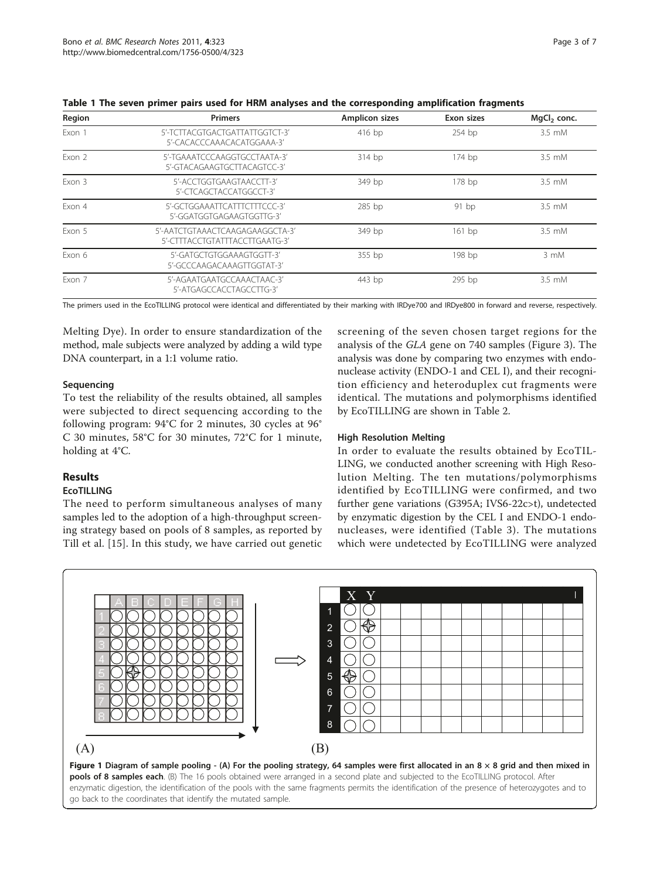**Table 1 The seven primer pairs used for HRM analyses and the corresponding amplification fragments**

| Region | Primers | Amplicon sizes | Exon sizes | $MgCl_2$ conc. |
|---|---|---|---|---|
| Exon 1 | 5'-TCTTACGTGACTGATTATTGGTCT-3'<br>5'-CACACCCAAACACATGGAAA-3' | 416 bp | 254 bp | 3.5 mM |
| Exon 2 | 5'-TGAAATCCCAAGGTGCCTAATA-3'<br>5'-GTACAGAAGTGCTTACAGTCC-3' | 314 bp | 174 bp | 3.5 mM |
| Exon 3 | 5'-ACCTGGTGAAGTAACCTT-3'<br>5'-CTCAGCTACCATGGCCT-3' | 349 bp | 178 bp | 3.5 mM |
| Exon 4 | 5'-GCTGGAAATTCATTTCTTTCCC-3'<br>5'-GGATGGTGAGAAGTGGTTG-3' | 285 bp | 91 bp | 3.5 mM |
| Exon 5 | 5'-AATCTGTAAACTCAAGAGAAGGCTA-3'<br>5'-CTTTACCTGTATTTACCTTGAATG-3' | 349 bp | 161 bp | 3.5 mM |
| Exon 6 | 5'-GATGCTGTGGAAAGTGGTT-3'<br>5'-GCCCAAGACAAAGTTGGTAT-3' | 355 bp | 198 bp | 3 mM |
| Exon 7 | 5'-AGAATGAATGCCAAACTAAC-3'<br>5'-ATGAGCCACCTAGCCTTG-3' | 443 bp | 295 bp | 3.5 mM |

The primers used in the EcoTILLING protocol were identical and differentiated by their marking with IRDye700 and IRDye800 in forward and reverse, respectively.

Melting Dye). In order to ensure standardization of the method, male subjects were analyzed by adding a wild type DNA counterpart, in a 1:1 volume ratio.

### Sequencing

To test the reliability of the results obtained, all samples were subjected to direct sequencing according to the following program: 94°C for 2 minutes, 30 cycles at 96°C 30 minutes, 58°C for 30 minutes, 72°C for 1 minute, holding at 4°C.

## Results

### EcoTILLING

The need to perform simultaneous analyses of many samples led to the adoption of a high-throughput screening strategy based on pools of 8 samples, as reported by Till et al. [15]. In this study, we have carried out genetic screening of the seven chosen target regions for the analysis of the *GLA* gene on 740 samples (Figure 3). The analysis was done by comparing two enzymes with endonuclease activity (ENDO-1 and CEL I), and their recognition efficiency and heteroduplex cut fragments were identical. The mutations and polymorphisms identified by EcoTILLING are shown in Table 2.

### High Resolution Melting

In order to evaluate the results obtained by EcoTILLING, we conducted another screening with High Resolution Melting. The ten mutations/polymorphisms identified by EcoTILLING were confirmed, and two further gene variations (G395A; IVS6-22c>t), undetected by enzymatic digestion by the CEL I and ENDO-1 endonucleases, were identified (Table 3). The mutations which were undetected by EcoTILLING were analyzed

**Figure 1 Diagram of sample pooling - (A) For the pooling strategy, 64 samples were first allocated in an 8 × 8 grid and then mixed in pools of 8 samples each**. (B) The 16 pools obtained were arranged in a second plate and subjected to the EcoTILLING protocol. After enzymatic digestion, the identification of the pools with the same fragments permits the identification of the presence of heterozygotes and to go back to the coordinates that identify the mutated sample.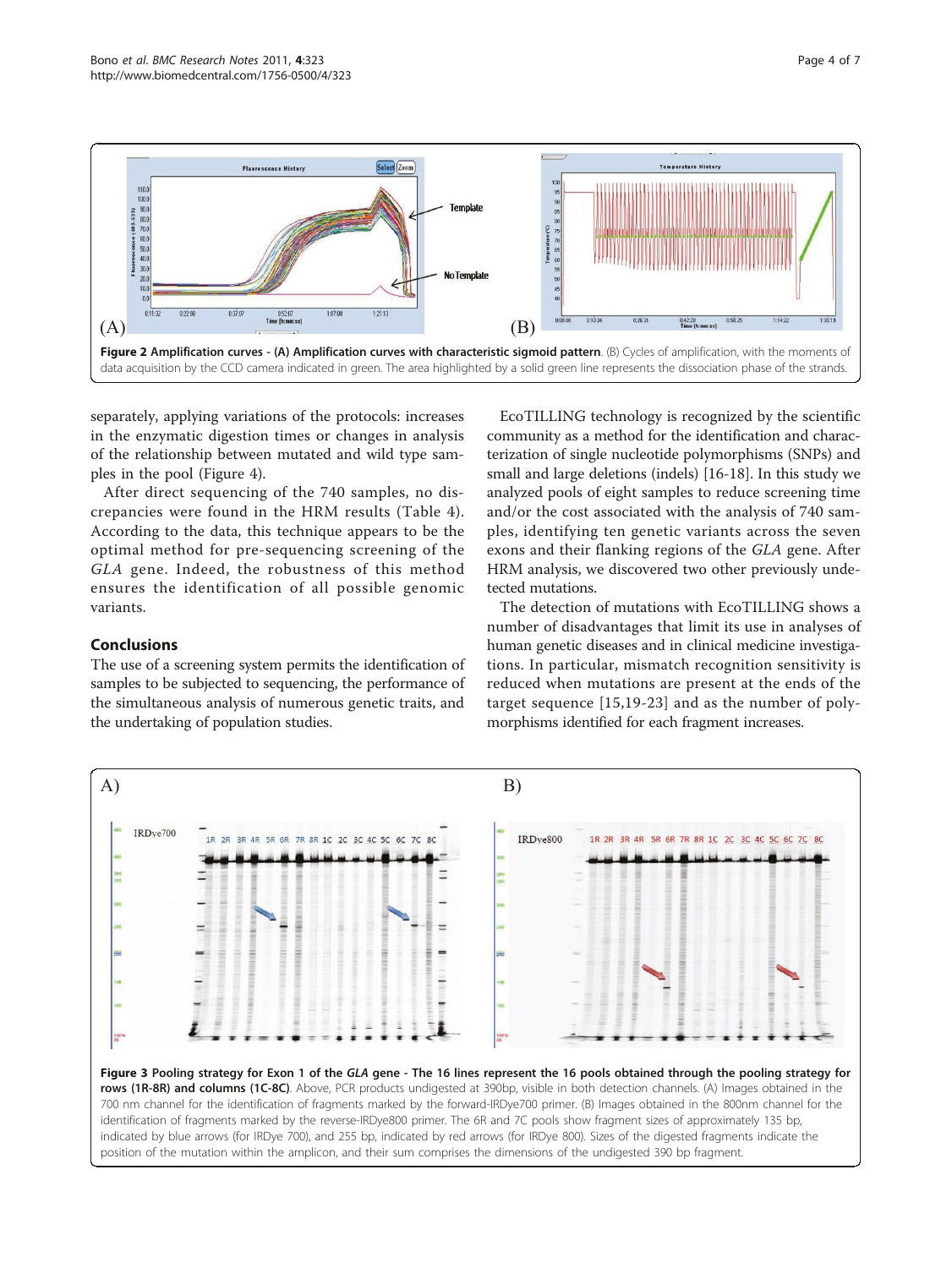Figure 2 Amplification curves - (A) Amplification curves with characteristic sigmoid pattern. (B) Cycles of amplification, with the moments of data acquisition by the CCD camera indicated in green. The area highlighted by a solid green line represents the dissociation phase of the strands.

separately, applying variations of the protocols: increases in the enzymatic digestion times or changes in analysis of the relationship between mutated and wild type samples in the pool (Figure 4).

After direct sequencing of the 740 samples, no discrepancies were found in the HRM results (Table 4). According to the data, this technique appears to be the optimal method for pre-sequencing screening of the *GLA* gene. Indeed, the robustness of this method ensures the identification of all possible genomic variants.

## Conclusions

The use of a screening system permits the identification of samples to be subjected to sequencing, the performance of the simultaneous analysis of numerous genetic traits, and the undertaking of population studies.

EcoTILLING technology is recognized by the scientific community as a method for the identification and characterization of single nucleotide polymorphisms (SNPs) and small and large deletions (indels) [16-18]. In this study we analyzed pools of eight samples to reduce screening time and/or the cost associated with the analysis of 740 samples, identifying ten genetic variants across the seven exons and their flanking regions of the *GLA* gene. After HRM analysis, we discovered two other previously undetected mutations.

The detection of mutations with EcoTILLING shows a number of disadvantages that limit its use in analyses of human genetic diseases and in clinical medicine investigations. In particular, mismatch recognition sensitivity is reduced when mutations are present at the ends of the target sequence [15,19-23] and as the number of polymorphisms identified for each fragment increases.

Figure 3 Pooling strategy for Exon 1 of the *GLA* gene - The 16 lines represent the 16 pools obtained through the pooling strategy for rows (1R-8R) and columns (1C-8C). Above, PCR products undigested at 390bp, visible in both detection channels. (A) Images obtained in the 700 nm channel for the identification of fragments marked by the forward-IRDye700 primer. (B) Images obtained in the 800nm channel for the identification of fragments marked by the reverse-IRDye800 primer. The 6R and 7C pools show fragment sizes of approximately 135 bp, indicated by blue arrows (for IRDye 700), and 255 bp, indicated by red arrows (for IRDye 800). Sizes of the digested fragments indicate the position of the mutation within the amplicon, and their sum comprises the dimensions of the undigested 390 bp fragment.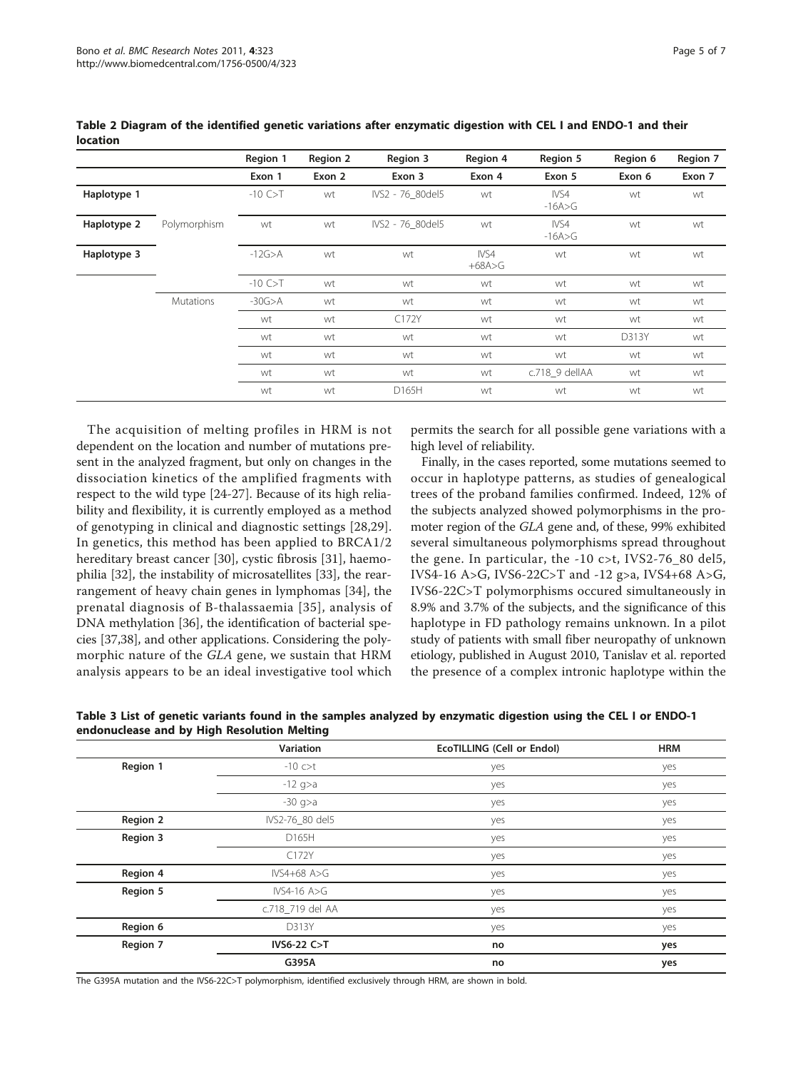**Table 2 Diagram of the identified genetic variations after enzymatic digestion with CEL I and ENDO-1 and their location**

| | | Region 1 | Region 2 | Region 3 | Region 4 | Region 5 | Region 6 | Region 7 |
|---|---|---|---|---|---|---|---|---|
| | | Exon 1 | Exon 2 | Exon 3 | Exon 4 | Exon 5 | Exon 6 | Exon 7 |
| Haplotype 1 | Polymorphism | -10 C>T | wt | IVS2 - 76_80del5 | wt | IVS4 -16A>G | wt | wt |
| Haplotype 2 | | wt | wt | IVS2 - 76_80del5 | wt | IVS4 -16A>G | wt | wt |
| Haplotype 3 | | -12G>A | wt | wt | IVS4 +68A>G | wt | wt | wt |
| | Mutations | -10 C>T | wt | wt | wt | wt | wt | wt |
| | | -30G>A | wt | wt | wt | wt | wt | wt |
| | | wt | wt | C172Y | wt | wt | wt | wt |
| | | wt | wt | wt | wt | wt | D313Y | wt |
| | | wt | wt | wt | wt | wt | wt | wt |
| | | wt | wt | wt | wt | c.718_9 dellAA | wt | wt |
| | | wt | wt | D165H | wt | wt | wt | wt |

The acquisition of melting profiles in HRM is not dependent on the location and number of mutations present in the analyzed fragment, but only on changes in the dissociation kinetics of the amplified fragments with respect to the wild type [24-27]. Because of its high reliability and flexibility, it is currently employed as a method of genotyping in clinical and diagnostic settings [28,29]. In genetics, this method has been applied to BRCA1/2 hereditary breast cancer [30], cystic fibrosis [31], haemophilia [32], the instability of microsatellites [33], the rearrangement of heavy chain genes in lymphomas [34], the prenatal diagnosis of B-thalassaemia [35], analysis of DNA methylation [36], the identification of bacterial species [37,38], and other applications. Considering the polymorphic nature of the *GLA* gene, we sustain that HRM analysis appears to be an ideal investigative tool which permits the search for all possible gene variations with a high level of reliability.

Finally, in the cases reported, some mutations seemed to occur in haplotype patterns, as studies of genealogical trees of the proband families confirmed. Indeed, 12% of the subjects analyzed showed polymorphisms in the promoter region of the *GLA* gene and, of these, 99% exhibited several simultaneous polymorphisms spread throughout the gene. In particular, the -10 c>t, IVS2-76_80 del5, IVS4-16 A>G, IVS6-22C>T and -12 g>a, IVS4+68 A>G, IVS6-22C>T polymorphisms occured simultaneously in 8.9% and 3.7% of the subjects, and the significance of this haplotype in FD pathology remains unknown. In a pilot study of patients with small fiber neuropathy of unknown etiology, published in August 2010, Tanislav et al. reported the presence of a complex intronic haplotype within the

**Table 3 List of genetic variants found in the samples analyzed by enzymatic digestion using the CEL I or ENDO-1 endonuclease and by High Resolution Melting**

| | Variation | EcoTILLING (Cell or EndoI) | HRM |
|---|---|---|---|
| Region 1 | -10 c>t | yes | yes |
| | -12 g>a | yes | yes |
| | -30 g>a | yes | yes |
| Region 2 | IVS2-76_80 del5 | yes | yes |
| Region 3 | D165H | yes | yes |
| | C172Y | yes | yes |
| Region 4 | IVS4+68 A>G | yes | yes |
| Region 5 | IVS4-16 A>G | yes | yes |
| | c.718_719 del AA | yes | yes |
| Region 6 | D313Y | yes | yes |
| Region 7 | **IVS6-22 C>T** | **no** | **yes** |
| | **G395A** | **no** | **yes** |

The G395A mutation and the IVS6-22C>T polymorphism, identified exclusively through HRM, are shown in bold.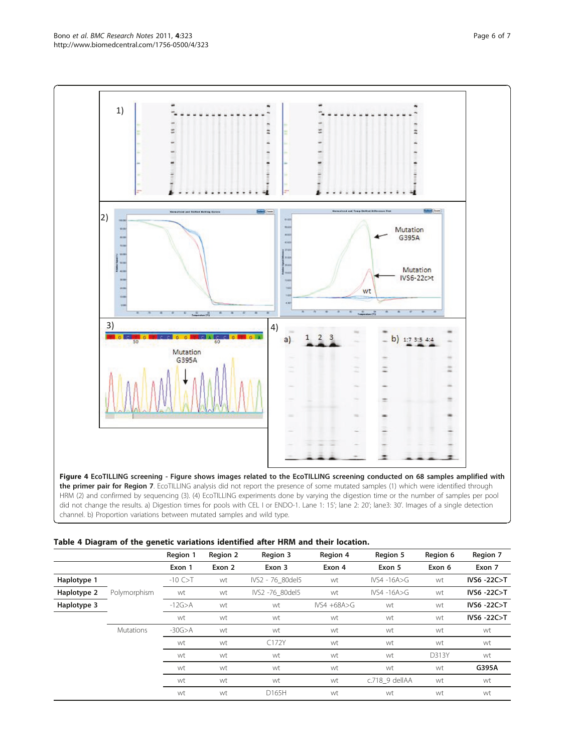**Figure 4 EcoTILLING screening - Figure shows images related to the EcoTILLING screening conducted on 68 samples amplified with the primer pair for Region 7**. EcoTILLING analysis did not report the presence of some mutated samples (1) which were identified through HRM (2) and confirmed by sequencing (3). (4) EcoTILLING experiments done by varying the digestion time or the number of samples per pool did not change the results. a) Digestion times for pools with CEL I or ENDO-1. Lane 1: 15'; lane 2: 20'; lane3: 30'. Images of a single detection channel. b) Proportion variations between mutated samples and wild type.

**Table 4 Diagram of the genetic variations identified after HRM and their location.**

| | | Region 1 | Region 2 | Region 3 | Region 4 | Region 5 | Region 6 | Region 7 |
|---|---|---|---|---|---|---|---|---|
| | | **Exon 1** | **Exon 2** | **Exon 3** | **Exon 4** | **Exon 5** | **Exon 6** | **Exon 7** |
| **Haplotype 1** | Polymorphism | -10 C>T | wt | IVS2 - 76_80del5 | wt | IVS4 -16A>G | wt | **IVS6 -22C>T** |
| **Haplotype 2** | | wt | wt | IVS2 -76_80del5 | wt | IVS4 -16A>G | wt | **IVS6 -22C>T** |
| **Haplotype 3** | | -12G>A | wt | wt | IVS4 +68A>G | wt | wt | **IVS6 -22C>T** |
| | | wt | wt | wt | wt | wt | wt | **IVS6 -22C>T** |
| | Mutations | -30G>A | wt | wt | wt | wt | wt | wt |
| | | wt | wt | C172Y | wt | wt | wt | wt |
| | | wt | wt | wt | wt | wt | D313Y | wt |
| | | wt | wt | wt | wt | wt | wt | **G395A** |
| | | wt | wt | wt | wt | c.718_9 delAA | wt | wt |
| | | wt | wt | D165H | wt | wt | wt | wt |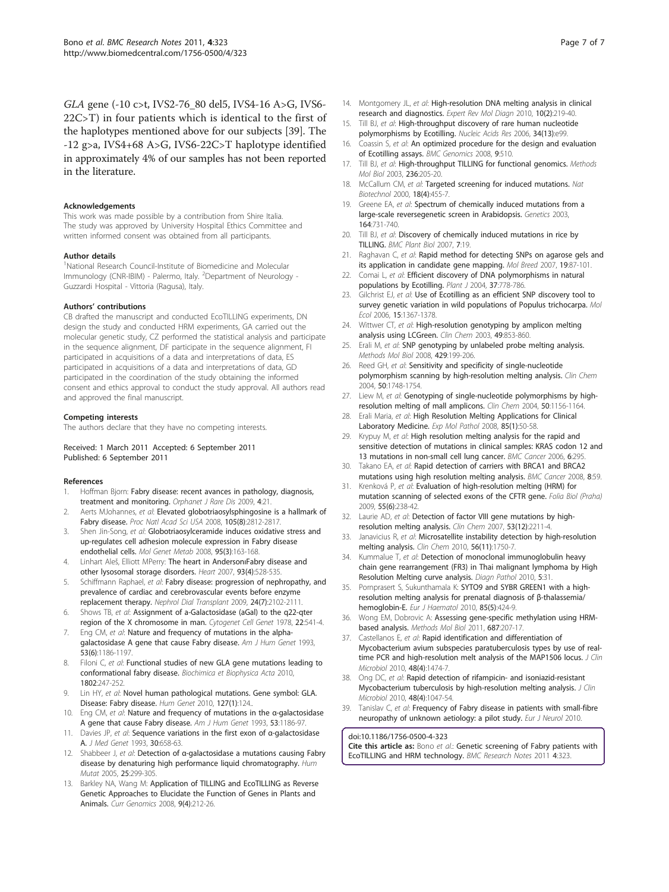*GLA* gene (-10 c>t, IVS2-76_80 del5, IVS4-16 A>G, IVS6-22C>T) in four patients which is identical to the first of the haplotypes mentioned above for our subjects [39]. The -12 g>a, IVS4+68 A>G, IVS6-22C>T haplotype identified in approximately 4% of our samples has not been reported in the literature.

#### Acknowledgements

This work was made possible by a contribution from Shire Italia.
The study was approved by University Hospital Ethics Committee and written informed consent was obtained from all participants.

#### Author details

[1]National Research Council-Institute of Biomedicine and Molecular Immunology (CNR-IBIM) - Palermo, Italy. [2]Department of Neurology - Guzzardi Hospital - Vittoria (Ragusa), Italy.

#### Authors' contributions

CB drafted the manuscript and conducted EcoTILLING experiments, DN design the study and conducted HRM experiments, GA carried out the molecular genetic study, CZ performed the statistical analysis and participate in the sequence alignment, DF participate in the sequence alignment, FI participated in acquisitions of a data and interpretations of data, ES participated in acquisitions of a data and interpretations of data, GD participated in the coordination of the study obtaining the informed consent and ethics approval to conduct the study approval. All authors read and approved the final manuscript.

#### Competing interests

The authors declare that they have no competing interests.

Received: 1 March 2011 Accepted: 6 September 2011
Published: 6 September 2011

#### References

1. Hoffman Bjorn: **Fabry disease: recent avances in pathology, diagnosis, treatment and monitoring.** *Orphanet J Rare Dis* 2009, **4**:21.
2. Aerts MJohannes, *et al*: **Elevated globotriaosylsphingosine is a hallmark of Fabry disease.** *Proc Natl Acad Sci USA* 2008, **105(8)**:2812-2817.
3. Shen Jin-Song, *et al*: **Globotriaosylceramide induces oxidative stress and up-regulates cell adhesion molecule expression in Fabry disease endothelial cells.** *Mol Genet Metab* 2008, **95(3)**:163-168.
4. Linhart Aleš, Elliott MPerry: **The heart in AndersonıFabry disease and other lysosomal storage disorders.** *Heart* 2007, **93(4)**:528-535.
5. Schiffmann Raphael, *et al*: **Fabry disease: progression of nephropathy, and prevalence of cardiac and cerebrovascular events before enzyme replacement therapy.** *Nephrol Dial Transplant* 2009, **24(7)**:2102-2111.
6. Shows TB, *et al*: **Assignment of a-Galactosidase (aGal) to the q22-qter region of the X chromosome in man.** *Cytogenet Cell Genet* 1978, **22**:541-4.
7. Eng CM, *et al*: **Nature and frequency of mutations in the alpha-galactosidase A gene that cause Fabry disease.** *Am J Hum Genet* 1993, **53(6)**:1186-1197.
8. Filoni C, *et al*: **Functional studies of new GLA gene mutations leading to conformational fabry disease.** *Biochimica et Biophysica Acta* 2010, **1802**:247-252.
9. Lin HY, *et al*: **Novel human pathological mutations. Gene symbol: GLA. Disease: Fabry disease.** *Hum Genet* 2010, **127(1)**:124..
10. Eng CM, *et al*: **Nature and frequency of mutations in the α-galactosidase A gene that cause Fabry disease.** *Am J Hum Genet* 1993, **53**:1186-97.
11. Davies JP, *et al*: **Sequence variations in the first exon of α-galactosidase A.** *J Med Genet* 1993, **30**:658-63.
12. Shabbeer J, *et al*: **Detection of α-galactosidase a mutations causing Fabry disease by denaturing high performance liquid chromatography.** *Hum Mutat* 2005, **25**:299-305.
13. Barkley NA, Wang M: **Application of TILLING and EcoTILLING as Reverse Genetic Approaches to Elucidate the Function of Genes in Plants and Animals.** *Curr Genomics* 2008, **9(4)**:212-26.
14. Montgomery JL, *et al*: **High-resolution DNA melting analysis in clinical research and diagnostics.** *Expert Rev Mol Diagn* 2010, **10(2)**:219-40.
15. Till BJ, *et al*: **High-throughput discovery of rare human nucleotide polymorphisms by Ecotilling.** *Nucleic Acids Res* 2006, **34(13)**:e99.
16. Coassin S, *et al*: **An optimized procedure for the design and evaluation of Ecotilling assays.** *BMC Genomics* 2008, **9**:510.
17. Till BJ, *et al*: **High-throughput TILLING for functional genomics.** *Methods Mol Biol* 2003, **236**:205-20.
18. McCallum CM, *et al*: **Targeted screening for induced mutations.** *Nat Biotechnol* 2000, **18(4)**:455-7.
19. Greene EA, *et al*: **Spectrum of chemically induced mutations from a large-scale reversegenetic screen in Arabidopsis.** *Genetics* 2003, **164**:731-740.
20. Till BJ, *et al*: **Discovery of chemically induced mutations in rice by TILLING.** *BMC Plant Biol* 2007, **7**:19.
21. Raghavan C, *et al*: **Rapid method for detecting SNPs on agarose gels and its application in candidate gene mapping.** *Mol Breed* 2007, **19**:87-101.
22. Comai L, *et al*: **Efficient discovery of DNA polymorphisms in natural populations by Ecotilling.** *Plant J* 2004, **37**:778-786.
23. Gilchrist EJ, *et al*: **Use of Ecotilling as an efficient SNP discovery tool to survey genetic variation in wild populations of Populus trichocarpa.** *Mol Ecol* 2006, **15**:1367-1378.
24. Wittwer CT, *et al*: **High-resolution genotyping by amplicon melting analysis using LCGreen.** *Clin Chem* 2003, **49**:853-860.
25. Erali M, *et al*: **SNP genotyping by unlabeled probe melting analysis.** *Methods Mol Biol* 2008, **429**:199-206.
26. Reed GH, *et al*: **Sensitivity and specificity of single-nucleotide polymorphism scanning by high-resolution melting analysis.** *Clin Chem* 2004, **50**:1748-1754.
27. Liew M, *et al*: **Genotyping of single-nucleotide polymorphisms by high-resolution melting of mall amplicons.** *Clin Chem* 2004, **50**:1156-1164.
28. Erali Maria, *et al*: **High Resolution Melting Applications for Clinical Laboratory Medicine.** *Exp Mol Pathol* 2008, **85(1)**:50-58.
29. Krypuy M, *et al*: **High resolution melting analysis for the rapid and sensitive detection of mutations in clinical samples: KRAS codon 12 and 13 mutations in non-small cell lung cancer.** *BMC Cancer* 2006, **6**:295.
30. Takano EA, *et al*: **Rapid detection of carriers with BRCA1 and BRCA2 mutations using high resolution melting analysis.** *BMC Cancer* 2008, **8**:59.
31. Krenková P, *et al*: **Evaluation of high-resolution melting (HRM) for mutation scanning of selected exons of the CFTR gene.** *Folia Biol (Praha)* 2009, **55(6)**:238-42.
32. Laurie AD, *et al*: **Detection of factor VIII gene mutations by high-resolution melting analysis.** *Clin Chem* 2007, **53(12)**:2211-4.
33. Janavicius R, *et al*: **Microsatellite instability detection by high-resolution melting analysis.** *Clin Chem* 2010, **56(11)**:1750-7.
34. Kummalue T, *et al*: **Detection of monoclonal immunoglobulin heavy chain gene rearrangement (FR3) in Thai malignant lymphoma by High Resolution Melting curve analysis.** *Diagn Pathol* 2010, **5**:31.
35. Pornprasert S, Sukunthamala K: **SYTO9 and SYBR GREEN1 with a high-resolution melting analysis for prenatal diagnosis of β-thalassemia/hemoglobin-E.** *Eur J Haematol* 2010, **85(5)**:424-9.
36. Wong EM, Dobrovic A: **Assessing gene-specific methylation using HRM-based analysis.** *Methods Mol Biol* 2011, **687**:207-17.
37. Castellanos E, *et al*: **Rapid identification and differentiation of Mycobacterium avium subspecies paratuberculosis types by use of real-time PCR and high-resolution melt analysis of the MAP1506 locus.** *J Clin Microbiol* 2010, **48(4)**:1474-7.
38. Ong DC, *et al*: **Rapid detection of rifampicin- and isoniazid-resistant Mycobacterium tuberculosis by high-resolution melting analysis.** *J Clin Microbiol* 2010, **48(4)**:1047-54.
39. Tanislav C, *et al*: **Frequency of Fabry disease in patients with small-fibre neuropathy of unknown aetiology: a pilot study.** *Eur J Neurol* 2010.

doi:10.1186/1756-0500-4-323
**Cite this article as:** Bono *et al.*: Genetic screening of Fabry patients with EcoTILLING and HRM technology. *BMC Research Notes* 2011 **4**:323.